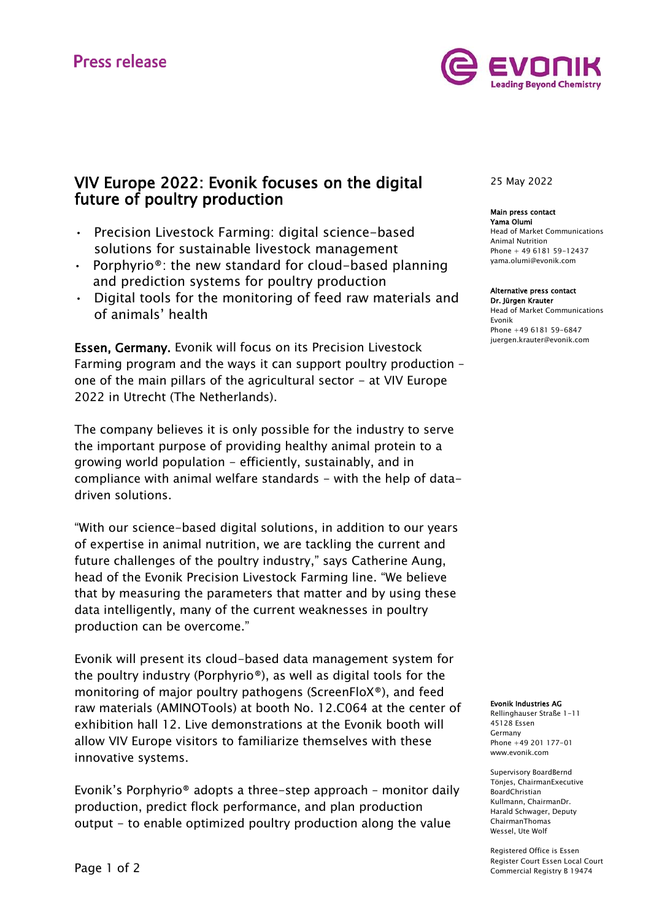Press release

# VIV Europe 2022: Evonik focuses on the digital future of poultry production

- Precision Livestock Farming: digital science-based solutions for sustainable livestock management
- Porphyrio®: the new standard for cloud-based planning and prediction systems for poultry production
- Digital tools for the monitoring of feed raw materials and of animals' health

25 May 2022

**Main press contact**
**Yama Olumi**
Head of Market Communications Animal Nutrition
Phone + 49 6181 59-12437
yama.olumi@evonik.com

**Alternative press contact**
**Dr. Jürgen Krauter**
Head of Market Communications Evonik
Phone +49 6181 59-6847
juergen.krauter@evonik.com

**Essen, Germany.** Evonik will focus on its Precision Livestock Farming program and the ways it can support poultry production – one of the main pillars of the agricultural sector – at VIV Europe 2022 in Utrecht (The Netherlands).

The company believes it is only possible for the industry to serve the important purpose of providing healthy animal protein to a growing world population – efficiently, sustainably, and in compliance with animal welfare standards – with the help of data-driven solutions.

"With our science-based digital solutions, in addition to our years of expertise in animal nutrition, we are tackling the current and future challenges of the poultry industry," says Catherine Aung, head of the Evonik Precision Livestock Farming line. "We believe that by measuring the parameters that matter and by using these data intelligently, many of the current weaknesses in poultry production can be overcome."

Evonik will present its cloud-based data management system for the poultry industry (Porphyrio®), as well as digital tools for the monitoring of major poultry pathogens (ScreenFloX®), and feed raw materials (AMINOTools) at booth No. 12.C064 at the center of exhibition hall 12. Live demonstrations at the Evonik booth will allow VIV Europe visitors to familiarize themselves with these innovative systems.

Evonik's Porphyrio® adopts a three-step approach – monitor daily production, predict flock performance, and plan production output – to enable optimized poultry production along the value

**Evonik Industries AG**
Rellinghauser Straße 1-11
45128 Essen
Germany
Phone +49 201 177-01
www.evonik.com

Supervisory BoardBernd Tönjes, ChairmanExecutive BoardChristian Kullmann, ChairmanDr. Harald Schwager, Deputy ChairmanThomas Wessel, Ute Wolf

Registered Office is Essen
Register Court Essen Local Court
Commercial Registry B 19474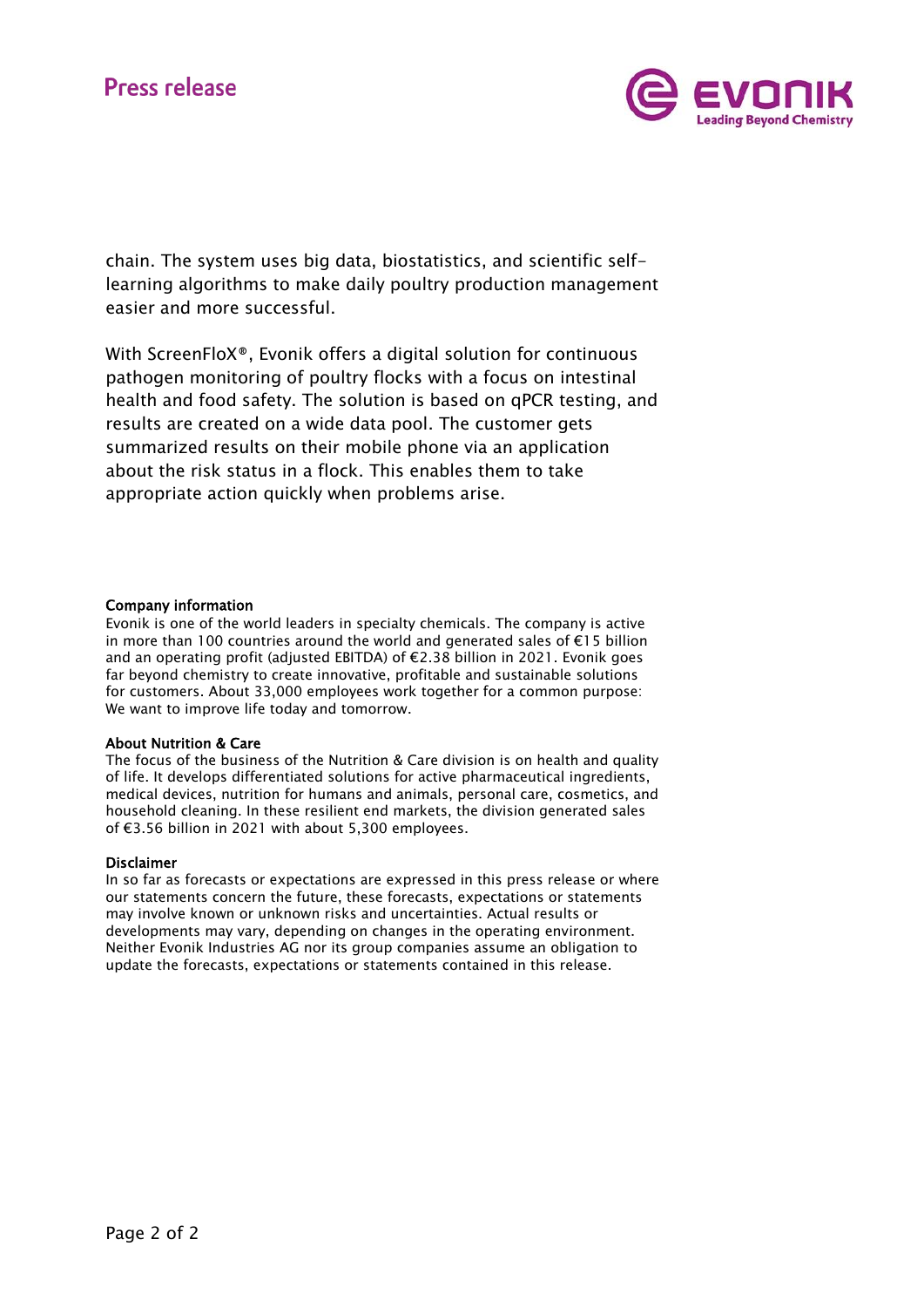chain. The system uses big data, biostatistics, and scientific self-learning algorithms to make daily poultry production management easier and more successful.

With ScreenFloX®, Evonik offers a digital solution for continuous pathogen monitoring of poultry flocks with a focus on intestinal health and food safety. The solution is based on qPCR testing, and results are created on a wide data pool. The customer gets summarized results on their mobile phone via an application about the risk status in a flock. This enables them to take appropriate action quickly when problems arise.

**Company information**
Evonik is one of the world leaders in specialty chemicals. The company is active in more than 100 countries around the world and generated sales of €15 billion and an operating profit (adjusted EBITDA) of €2.38 billion in 2021. Evonik goes far beyond chemistry to create innovative, profitable and sustainable solutions for customers. About 33,000 employees work together for a common purpose: We want to improve life today and tomorrow.

**About Nutrition & Care**
The focus of the business of the Nutrition & Care division is on health and quality of life. It develops differentiated solutions for active pharmaceutical ingredients, medical devices, nutrition for humans and animals, personal care, cosmetics, and household cleaning. In these resilient end markets, the division generated sales of €3.56 billion in 2021 with about 5,300 employees.

**Disclaimer**
In so far as forecasts or expectations are expressed in this press release or where our statements concern the future, these forecasts, expectations or statements may involve known or unknown risks and uncertainties. Actual results or developments may vary, depending on changes in the operating environment. Neither Evonik Industries AG nor its group companies assume an obligation to update the forecasts, expectations or statements contained in this release.